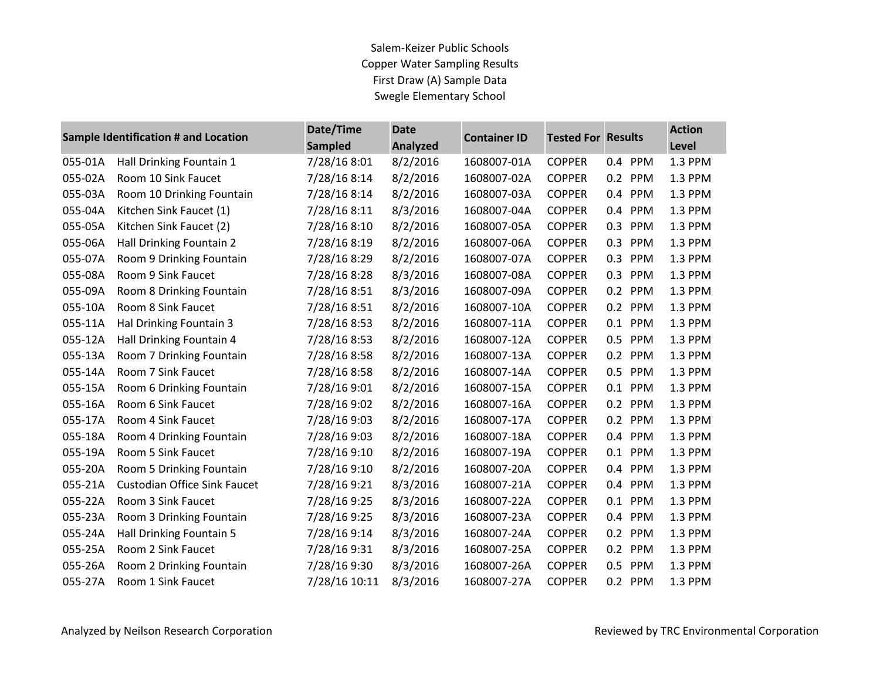Salem-Keizer Public Schools

Copper Water Sampling Results

First Draw (A) Sample Data

Swegle Elementary School

| Sample Identification # and Location | | Date/Time Sampled | Date Analyzed | Container ID | Tested For | Results | Action Level |
|---|---|---|---|---|---|---|---|
| 055-01A | Hall Drinking Fountain 1 | 7/28/16 8:01 | 8/2/2016 | 1608007-01A | COPPER | 0.4 PPM | 1.3 PPM |
| 055-02A | Room 10 Sink Faucet | 7/28/16 8:14 | 8/2/2016 | 1608007-02A | COPPER | 0.2 PPM | 1.3 PPM |
| 055-03A | Room 10 Drinking Fountain | 7/28/16 8:14 | 8/2/2016 | 1608007-03A | COPPER | 0.4 PPM | 1.3 PPM |
| 055-04A | Kitchen Sink Faucet (1) | 7/28/16 8:11 | 8/3/2016 | 1608007-04A | COPPER | 0.4 PPM | 1.3 PPM |
| 055-05A | Kitchen Sink Faucet (2) | 7/28/16 8:10 | 8/2/2016 | 1608007-05A | COPPER | 0.3 PPM | 1.3 PPM |
| 055-06A | Hall Drinking Fountain 2 | 7/28/16 8:19 | 8/2/2016 | 1608007-06A | COPPER | 0.3 PPM | 1.3 PPM |
| 055-07A | Room 9 Drinking Fountain | 7/28/16 8:29 | 8/2/2016 | 1608007-07A | COPPER | 0.3 PPM | 1.3 PPM |
| 055-08A | Room 9 Sink Faucet | 7/28/16 8:28 | 8/3/2016 | 1608007-08A | COPPER | 0.3 PPM | 1.3 PPM |
| 055-09A | Room 8 Drinking Fountain | 7/28/16 8:51 | 8/3/2016 | 1608007-09A | COPPER | 0.2 PPM | 1.3 PPM |
| 055-10A | Room 8 Sink Faucet | 7/28/16 8:51 | 8/2/2016 | 1608007-10A | COPPER | 0.2 PPM | 1.3 PPM |
| 055-11A | Hal Drinking Fountain 3 | 7/28/16 8:53 | 8/2/2016 | 1608007-11A | COPPER | 0.1 PPM | 1.3 PPM |
| 055-12A | Hall Drinking Fountain 4 | 7/28/16 8:53 | 8/2/2016 | 1608007-12A | COPPER | 0.5 PPM | 1.3 PPM |
| 055-13A | Room 7 Drinking Fountain | 7/28/16 8:58 | 8/2/2016 | 1608007-13A | COPPER | 0.2 PPM | 1.3 PPM |
| 055-14A | Room 7 Sink Faucet | 7/28/16 8:58 | 8/2/2016 | 1608007-14A | COPPER | 0.5 PPM | 1.3 PPM |
| 055-15A | Room 6 Drinking Fountain | 7/28/16 9:01 | 8/2/2016 | 1608007-15A | COPPER | 0.1 PPM | 1.3 PPM |
| 055-16A | Room 6 Sink Faucet | 7/28/16 9:02 | 8/2/2016 | 1608007-16A | COPPER | 0.2 PPM | 1.3 PPM |
| 055-17A | Room 4 Sink Faucet | 7/28/16 9:03 | 8/2/2016 | 1608007-17A | COPPER | 0.2 PPM | 1.3 PPM |
| 055-18A | Room 4 Drinking Fountain | 7/28/16 9:03 | 8/2/2016 | 1608007-18A | COPPER | 0.4 PPM | 1.3 PPM |
| 055-19A | Room 5 Sink Faucet | 7/28/16 9:10 | 8/2/2016 | 1608007-19A | COPPER | 0.1 PPM | 1.3 PPM |
| 055-20A | Room 5 Drinking Fountain | 7/28/16 9:10 | 8/2/2016 | 1608007-20A | COPPER | 0.4 PPM | 1.3 PPM |
| 055-21A | Custodian Office Sink Faucet | 7/28/16 9:21 | 8/3/2016 | 1608007-21A | COPPER | 0.4 PPM | 1.3 PPM |
| 055-22A | Room 3 Sink Faucet | 7/28/16 9:25 | 8/3/2016 | 1608007-22A | COPPER | 0.1 PPM | 1.3 PPM |
| 055-23A | Room 3 Drinking Fountain | 7/28/16 9:25 | 8/3/2016 | 1608007-23A | COPPER | 0.4 PPM | 1.3 PPM |
| 055-24A | Hall Drinking Fountain 5 | 7/28/16 9:14 | 8/3/2016 | 1608007-24A | COPPER | 0.2 PPM | 1.3 PPM |
| 055-25A | Room 2 Sink Faucet | 7/28/16 9:31 | 8/3/2016 | 1608007-25A | COPPER | 0.2 PPM | 1.3 PPM |
| 055-26A | Room 2 Drinking Fountain | 7/28/16 9:30 | 8/3/2016 | 1608007-26A | COPPER | 0.5 PPM | 1.3 PPM |
| 055-27A | Room 1 Sink Faucet | 7/28/16 10:11 | 8/3/2016 | 1608007-27A | COPPER | 0.2 PPM | 1.3 PPM |

Analyzed by Neilson Research Corporation

Reviewed by TRC Environmental Corporation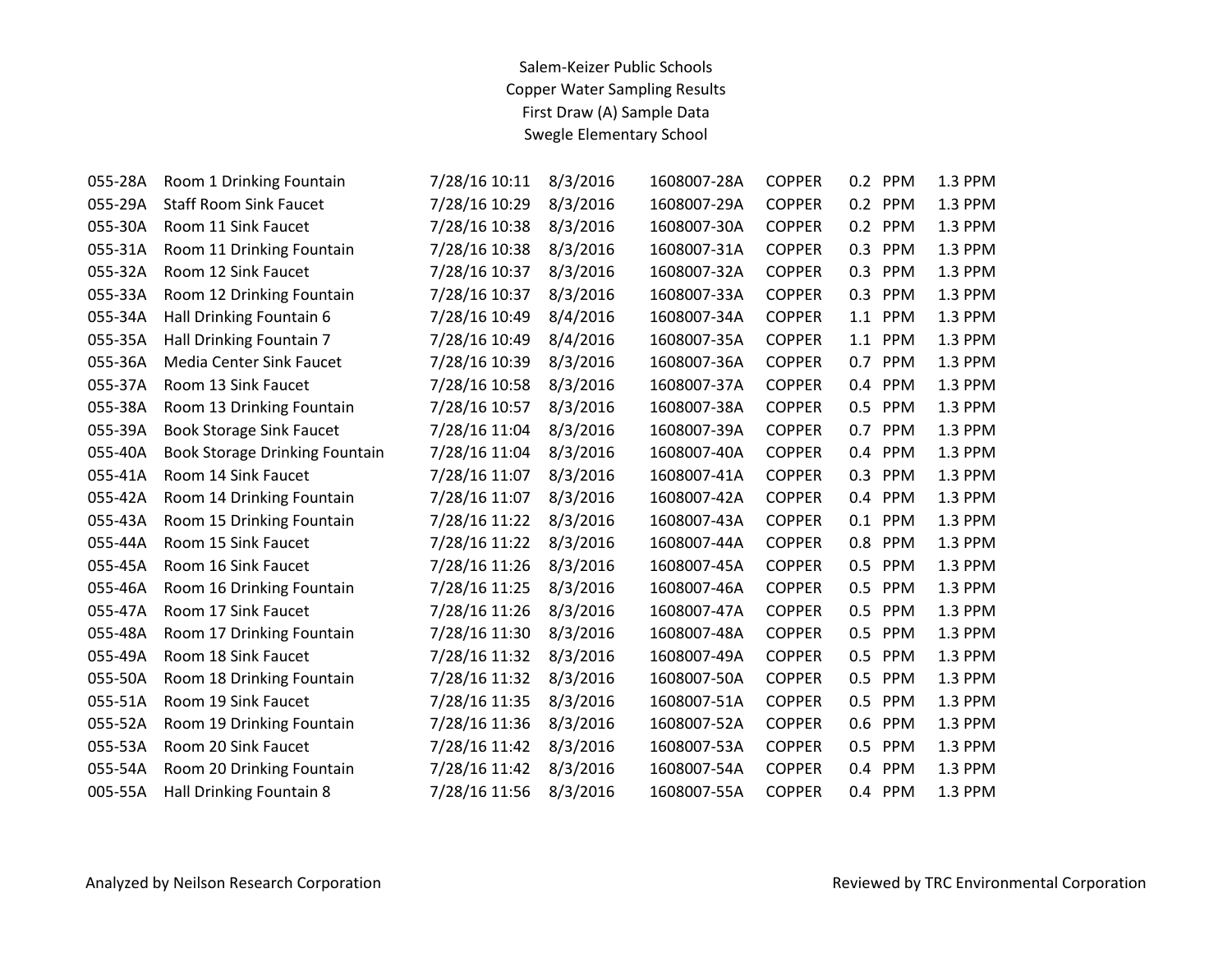Salem-Keizer Public Schools
Copper Water Sampling Results
First Draw (A) Sample Data
Swegle Elementary School

| | | | | | | | | |
|---|---|---|---|---|---|---|---|---|
| 055-28A | Room 1 Drinking Fountain | 7/28/16 10:11 | 8/3/2016 | 1608007-28A | COPPER | 0.2 | PPM | 1.3 PPM |
| 055-29A | Staff Room Sink Faucet | 7/28/16 10:29 | 8/3/2016 | 1608007-29A | COPPER | 0.2 | PPM | 1.3 PPM |
| 055-30A | Room 11 Sink Faucet | 7/28/16 10:38 | 8/3/2016 | 1608007-30A | COPPER | 0.2 | PPM | 1.3 PPM |
| 055-31A | Room 11 Drinking Fountain | 7/28/16 10:38 | 8/3/2016 | 1608007-31A | COPPER | 0.3 | PPM | 1.3 PPM |
| 055-32A | Room 12 Sink Faucet | 7/28/16 10:37 | 8/3/2016 | 1608007-32A | COPPER | 0.3 | PPM | 1.3 PPM |
| 055-33A | Room 12 Drinking Fountain | 7/28/16 10:37 | 8/3/2016 | 1608007-33A | COPPER | 0.3 | PPM | 1.3 PPM |
| 055-34A | Hall Drinking Fountain 6 | 7/28/16 10:49 | 8/4/2016 | 1608007-34A | COPPER | 1.1 | PPM | 1.3 PPM |
| 055-35A | Hall Drinking Fountain 7 | 7/28/16 10:49 | 8/4/2016 | 1608007-35A | COPPER | 1.1 | PPM | 1.3 PPM |
| 055-36A | Media Center Sink Faucet | 7/28/16 10:39 | 8/3/2016 | 1608007-36A | COPPER | 0.7 | PPM | 1.3 PPM |
| 055-37A | Room 13 Sink Faucet | 7/28/16 10:58 | 8/3/2016 | 1608007-37A | COPPER | 0.4 | PPM | 1.3 PPM |
| 055-38A | Room 13 Drinking Fountain | 7/28/16 10:57 | 8/3/2016 | 1608007-38A | COPPER | 0.5 | PPM | 1.3 PPM |
| 055-39A | Book Storage Sink Faucet | 7/28/16 11:04 | 8/3/2016 | 1608007-39A | COPPER | 0.7 | PPM | 1.3 PPM |
| 055-40A | Book Storage Drinking Fountain | 7/28/16 11:04 | 8/3/2016 | 1608007-40A | COPPER | 0.4 | PPM | 1.3 PPM |
| 055-41A | Room 14 Sink Faucet | 7/28/16 11:07 | 8/3/2016 | 1608007-41A | COPPER | 0.3 | PPM | 1.3 PPM |
| 055-42A | Room 14 Drinking Fountain | 7/28/16 11:07 | 8/3/2016 | 1608007-42A | COPPER | 0.4 | PPM | 1.3 PPM |
| 055-43A | Room 15 Drinking Fountain | 7/28/16 11:22 | 8/3/2016 | 1608007-43A | COPPER | 0.1 | PPM | 1.3 PPM |
| 055-44A | Room 15 Sink Faucet | 7/28/16 11:22 | 8/3/2016 | 1608007-44A | COPPER | 0.8 | PPM | 1.3 PPM |
| 055-45A | Room 16 Sink Faucet | 7/28/16 11:26 | 8/3/2016 | 1608007-45A | COPPER | 0.5 | PPM | 1.3 PPM |
| 055-46A | Room 16 Drinking Fountain | 7/28/16 11:25 | 8/3/2016 | 1608007-46A | COPPER | 0.5 | PPM | 1.3 PPM |
| 055-47A | Room 17 Sink Faucet | 7/28/16 11:26 | 8/3/2016 | 1608007-47A | COPPER | 0.5 | PPM | 1.3 PPM |
| 055-48A | Room 17 Drinking Fountain | 7/28/16 11:30 | 8/3/2016 | 1608007-48A | COPPER | 0.5 | PPM | 1.3 PPM |
| 055-49A | Room 18 Sink Faucet | 7/28/16 11:32 | 8/3/2016 | 1608007-49A | COPPER | 0.5 | PPM | 1.3 PPM |
| 055-50A | Room 18 Drinking Fountain | 7/28/16 11:32 | 8/3/2016 | 1608007-50A | COPPER | 0.5 | PPM | 1.3 PPM |
| 055-51A | Room 19 Sink Faucet | 7/28/16 11:35 | 8/3/2016 | 1608007-51A | COPPER | 0.5 | PPM | 1.3 PPM |
| 055-52A | Room 19 Drinking Fountain | 7/28/16 11:36 | 8/3/2016 | 1608007-52A | COPPER | 0.6 | PPM | 1.3 PPM |
| 055-53A | Room 20 Sink Faucet | 7/28/16 11:42 | 8/3/2016 | 1608007-53A | COPPER | 0.5 | PPM | 1.3 PPM |
| 055-54A | Room 20 Drinking Fountain | 7/28/16 11:42 | 8/3/2016 | 1608007-54A | COPPER | 0.4 | PPM | 1.3 PPM |
| 005-55A | Hall Drinking Fountain 8 | 7/28/16 11:56 | 8/3/2016 | 1608007-55A | COPPER | 0.4 | PPM | 1.3 PPM |

Analyzed by Neilson Research Corporation

Reviewed by TRC Environmental Corporation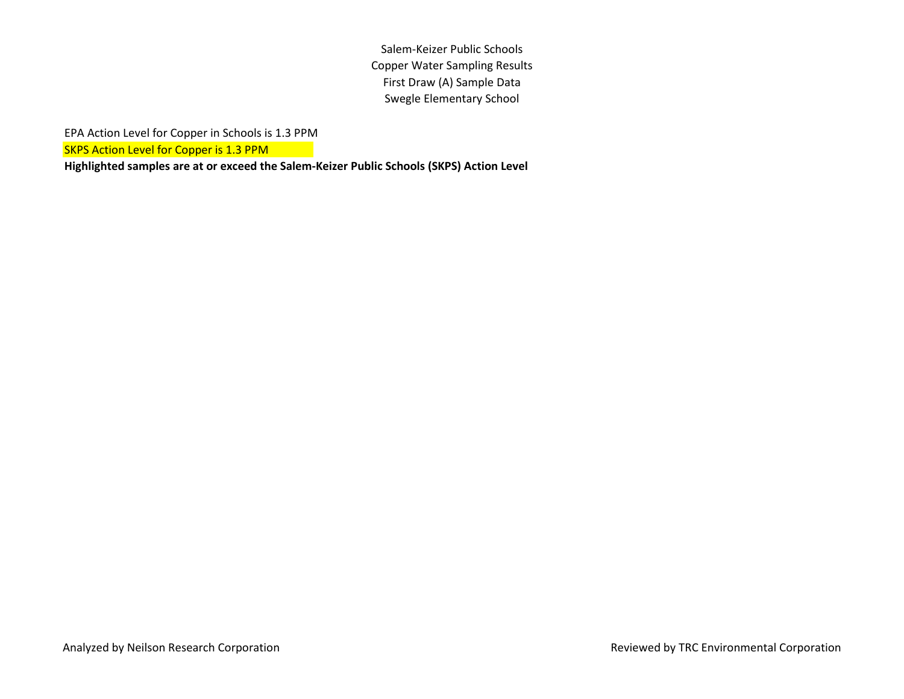Salem-Keizer Public Schools

Copper Water Sampling Results

First Draw (A) Sample Data

Swegle Elementary School

EPA Action Level for Copper in Schools is 1.3 PPM

SKPS Action Level for Copper is 1.3 PPM

**Highlighted samples are at or exceed the Salem-Keizer Public Schools (SKPS) Action Level**

Analyzed by Neilson Research Corporation

Reviewed by TRC Environmental Corporation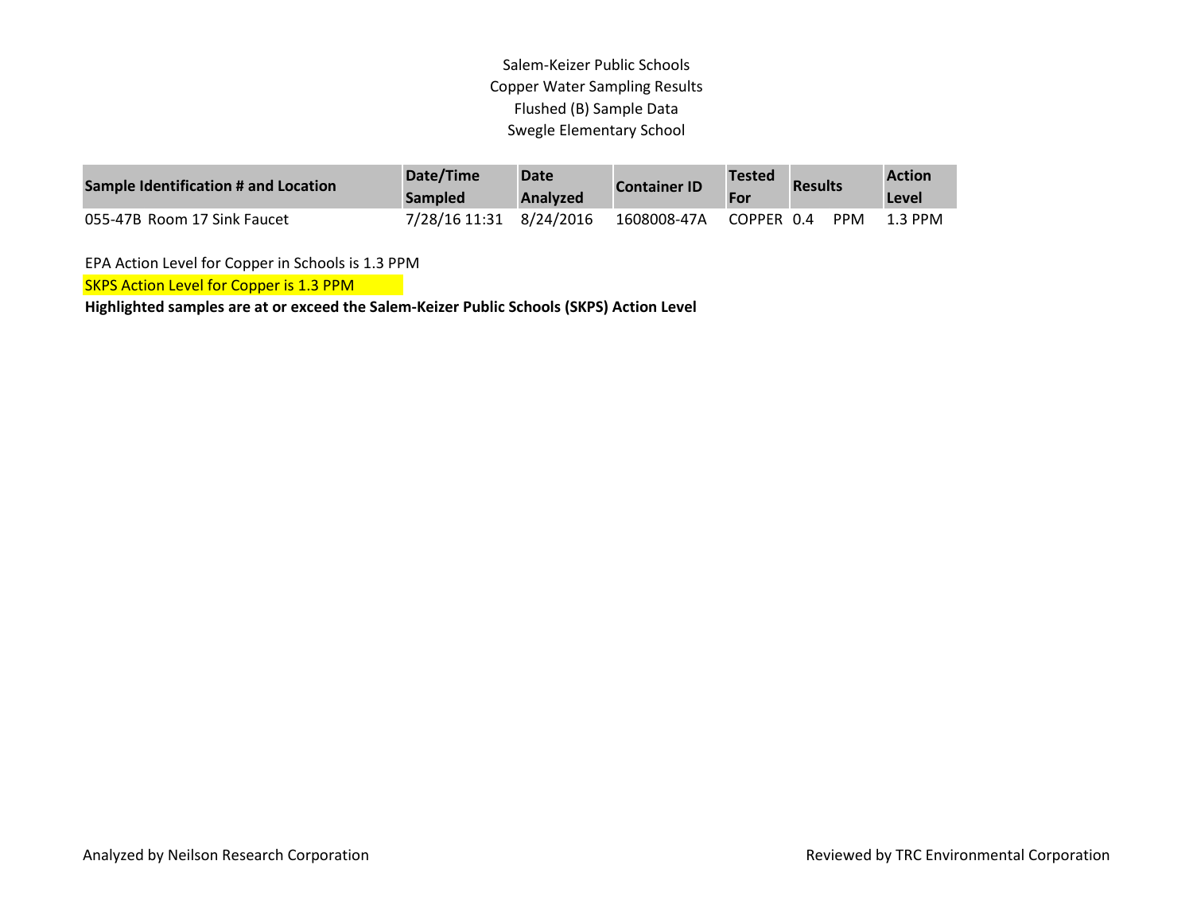Salem-Keizer Public Schools
Copper Water Sampling Results
Flushed (B) Sample Data
Swegle Elementary School

| Sample Identification # and Location | Date/Time Sampled | Date Analyzed | Container ID | Tested For | Results | | Action Level |
|---|---|---|---|---|---|---|---|
| 055-47B Room 17 Sink Faucet | 7/28/16 11:31 | 8/24/2016 | 1608008-47A | COPPER | 0.4 | PPM | 1.3 PPM |

EPA Action Level for Copper in Schools is 1.3 PPM

SKPS Action Level for Copper is 1.3 PPM

**Highlighted samples are at or exceed the Salem-Keizer Public Schools (SKPS) Action Level**

Analyzed by Neilson Research Corporation

Reviewed by TRC Environmental Corporation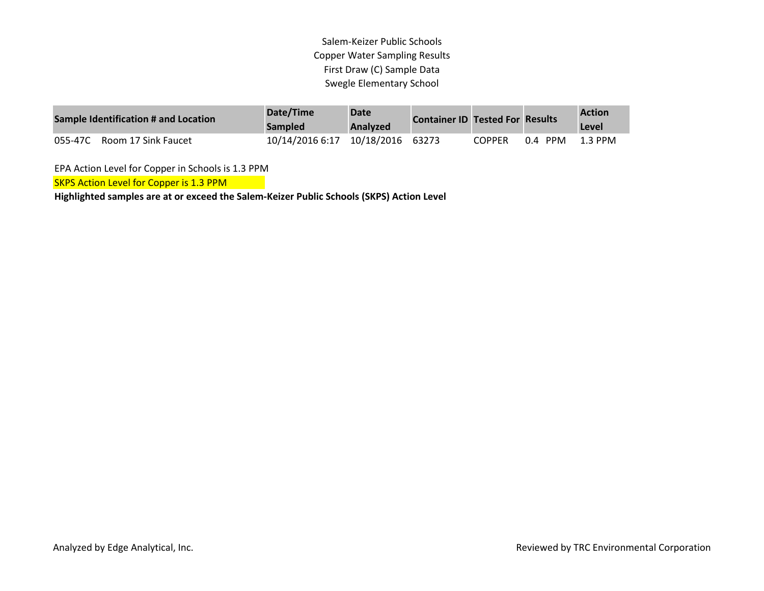Salem-Keizer Public Schools
Copper Water Sampling Results
First Draw (C) Sample Data
Swegle Elementary School

| Sample Identification # and Location | Date/Time Sampled | Date Analyzed | Container ID | Tested For | Results | Action Level |
|---|---|---|---|---|---|---|
| 055-47C Room 17 Sink Faucet | 10/14/2016 6:17 | 10/18/2016 | 63273 | COPPER | 0.4 PPM | 1.3 PPM |

EPA Action Level for Copper in Schools is 1.3 PPM

SKPS Action Level for Copper is 1.3 PPM

**Highlighted samples are at or exceed the Salem-Keizer Public Schools (SKPS) Action Level**

Analyzed by Edge Analytical, Inc.

Reviewed by TRC Environmental Corporation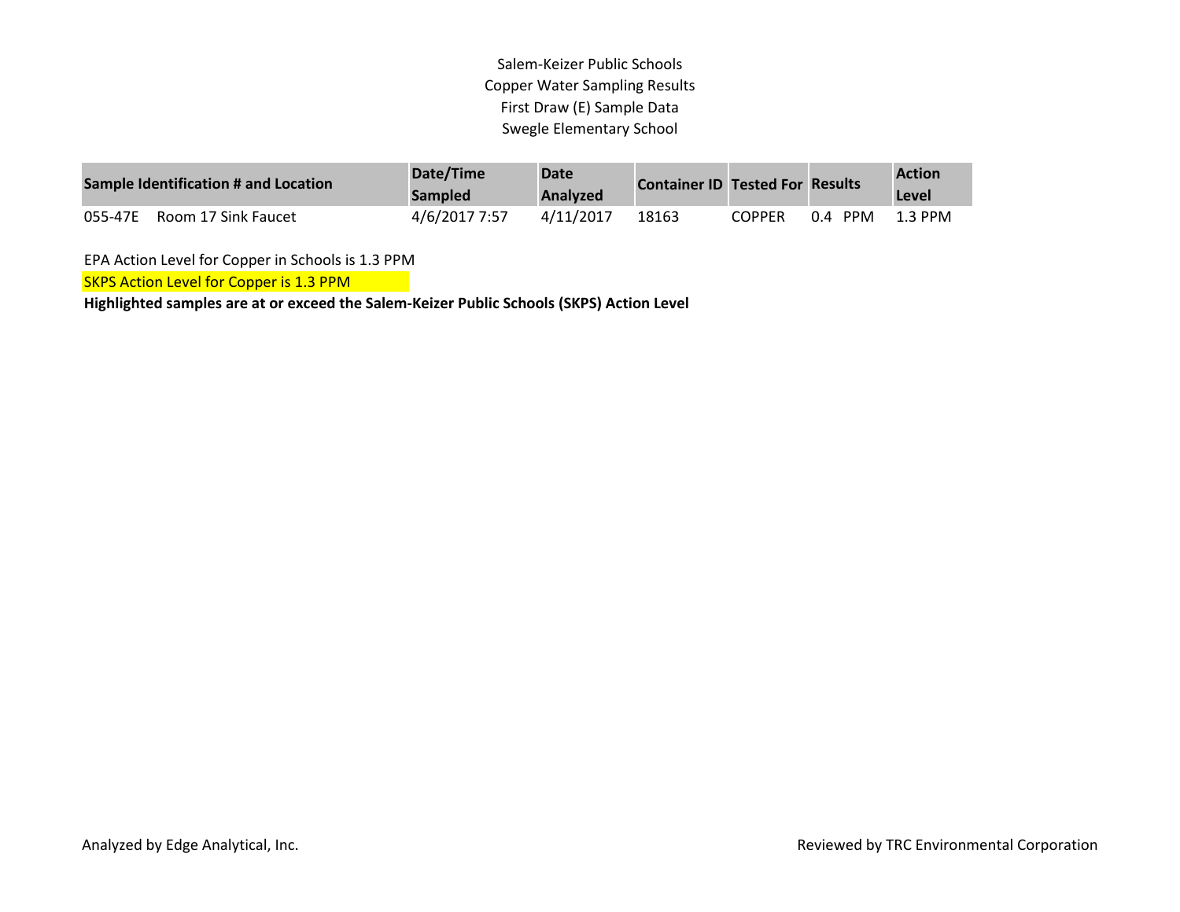Salem-Keizer Public Schools
Copper Water Sampling Results
First Draw (E) Sample Data
Swegle Elementary School

| Sample Identification # and Location | Date/Time Sampled | Date Analyzed | Container ID | Tested For | Results | Action Level |
|---|---|---|---|---|---|---|
| 055-47E Room 17 Sink Faucet | 4/6/2017 7:57 | 4/11/2017 | 18163 | COPPER | 0.4 PPM | 1.3 PPM |

EPA Action Level for Copper in Schools is 1.3 PPM

SKPS Action Level for Copper is 1.3 PPM

**Highlighted samples are at or exceed the Salem-Keizer Public Schools (SKPS) Action Level**

Analyzed by Edge Analytical, Inc.

Reviewed by TRC Environmental Corporation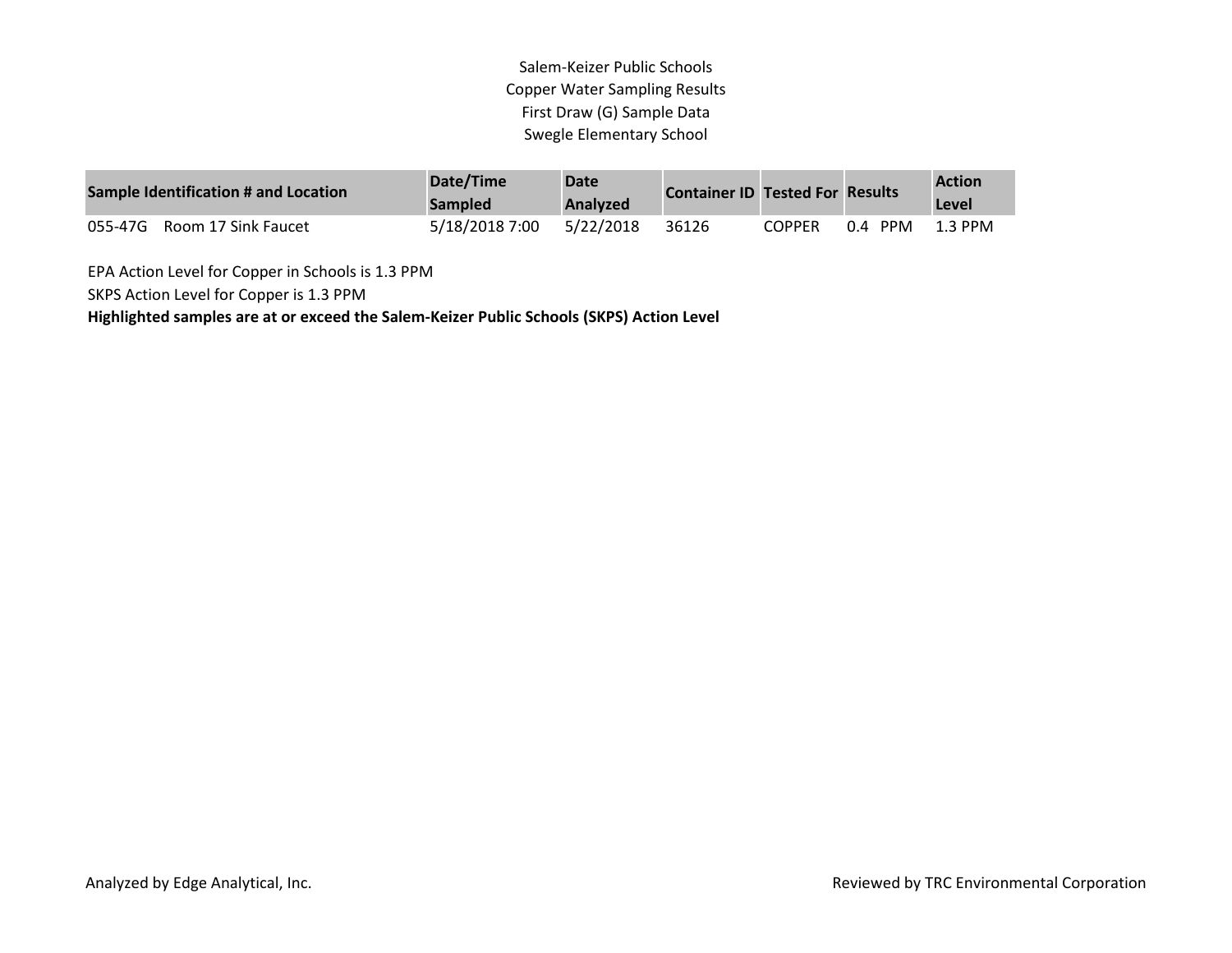Salem-Keizer Public Schools
Copper Water Sampling Results
First Draw (G) Sample Data
Swegle Elementary School

| Sample Identification # and Location | Date/Time Sampled | Date Analyzed | Container ID | Tested For | Results | Action Level |
|---|---|---|---|---|---|---|
| 055-47G Room 17 Sink Faucet | 5/18/2018 7:00 | 5/22/2018 | 36126 | COPPER | 0.4 PPM | 1.3 PPM |

EPA Action Level for Copper in Schools is 1.3 PPM

SKPS Action Level for Copper is 1.3 PPM

**Highlighted samples are at or exceed the Salem-Keizer Public Schools (SKPS) Action Level**

Analyzed by Edge Analytical, Inc.

Reviewed by TRC Environmental Corporation